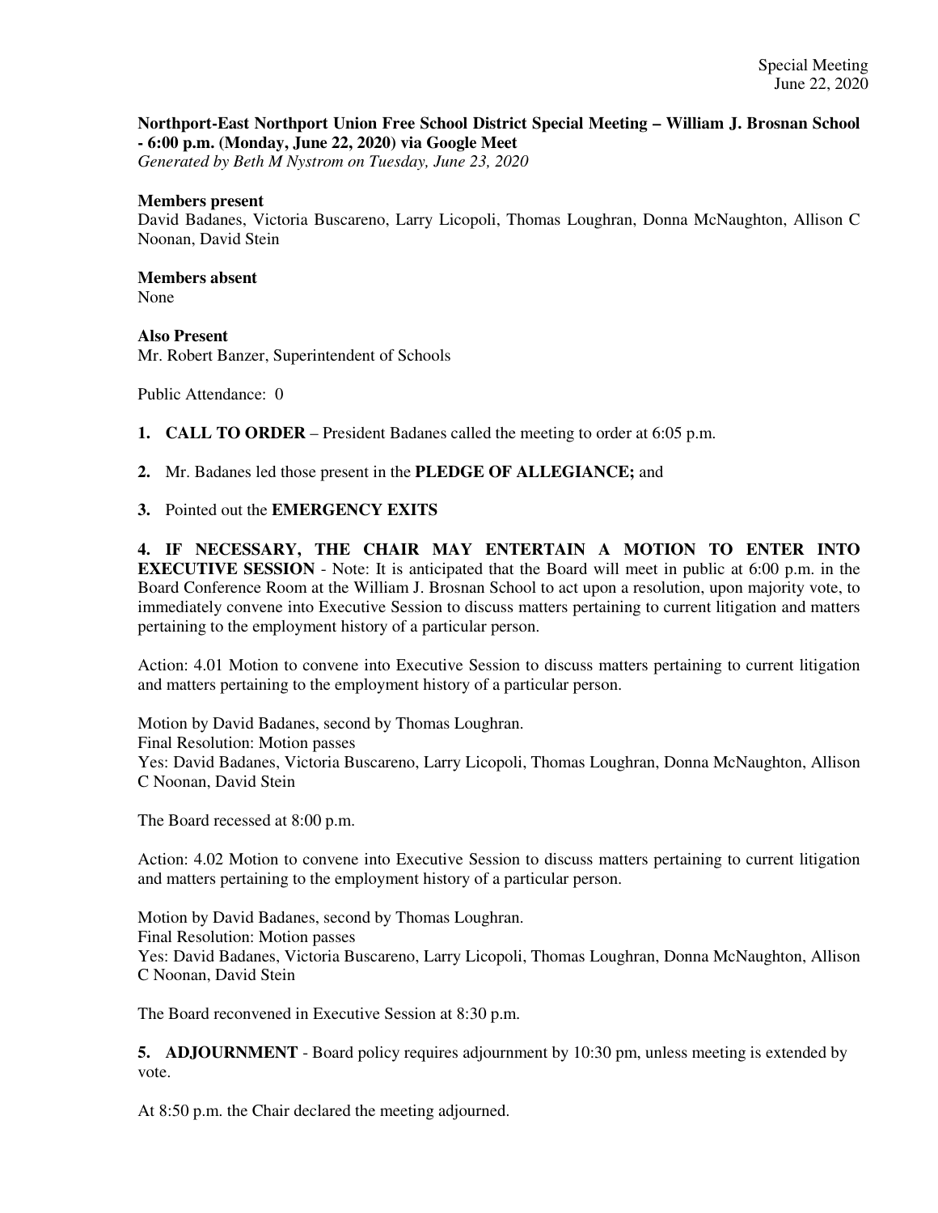**Northport-East Northport Union Free School District Special Meeting – William J. Brosnan School - 6:00 p.m. (Monday, June 22, 2020) via Google Meet**
*Generated by Beth M Nystrom on Tuesday, June 23, 2020*

**Members present**
David Badanes, Victoria Buscareno, Larry Licopoli, Thomas Loughran, Donna McNaughton, Allison C Noonan, David Stein

**Members absent**
None

**Also Present**
Mr. Robert Banzer, Superintendent of Schools

Public Attendance: 0

1. **CALL TO ORDER** – President Badanes called the meeting to order at 6:05 p.m.

2. Mr. Badanes led those present in the **PLEDGE OF ALLEGIANCE;** and

3. Pointed out the **EMERGENCY EXITS**

**4. IF NECESSARY, THE CHAIR MAY ENTERTAIN A MOTION TO ENTER INTO EXECUTIVE SESSION** - Note: It is anticipated that the Board will meet in public at 6:00 p.m. in the Board Conference Room at the William J. Brosnan School to act upon a resolution, upon majority vote, to immediately convene into Executive Session to discuss matters pertaining to current litigation and matters pertaining to the employment history of a particular person.

Action: 4.01 Motion to convene into Executive Session to discuss matters pertaining to current litigation and matters pertaining to the employment history of a particular person.

Motion by David Badanes, second by Thomas Loughran.
Final Resolution: Motion passes
Yes: David Badanes, Victoria Buscareno, Larry Licopoli, Thomas Loughran, Donna McNaughton, Allison C Noonan, David Stein

The Board recessed at 8:00 p.m.

Action: 4.02 Motion to convene into Executive Session to discuss matters pertaining to current litigation and matters pertaining to the employment history of a particular person.

Motion by David Badanes, second by Thomas Loughran.
Final Resolution: Motion passes
Yes: David Badanes, Victoria Buscareno, Larry Licopoli, Thomas Loughran, Donna McNaughton, Allison C Noonan, David Stein

The Board reconvened in Executive Session at 8:30 p.m.

**5. ADJOURNMENT** - Board policy requires adjournment by 10:30 pm, unless meeting is extended by vote.

At 8:50 p.m. the Chair declared the meeting adjourned.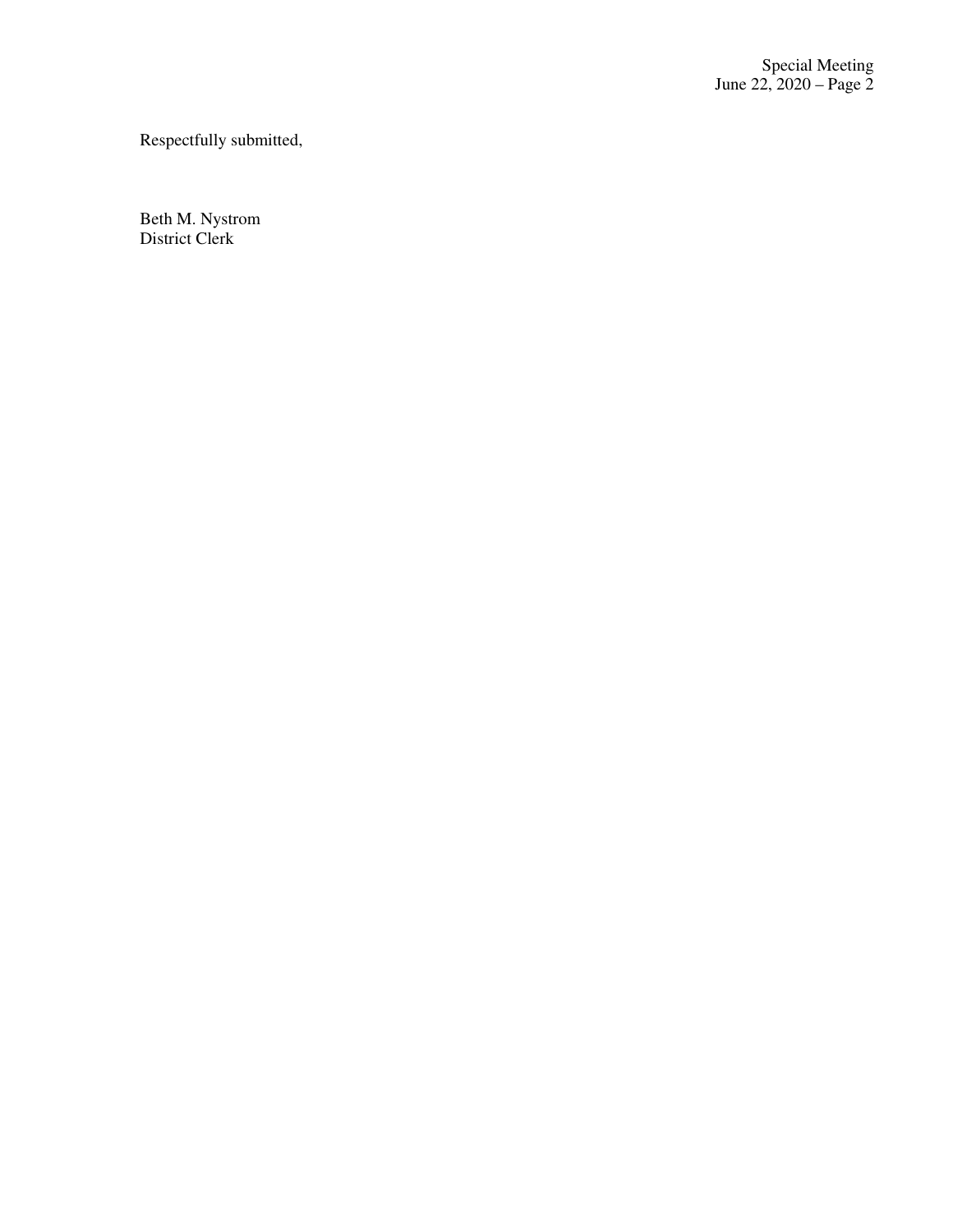Respectfully submitted,

Beth M. Nystrom
District Clerk